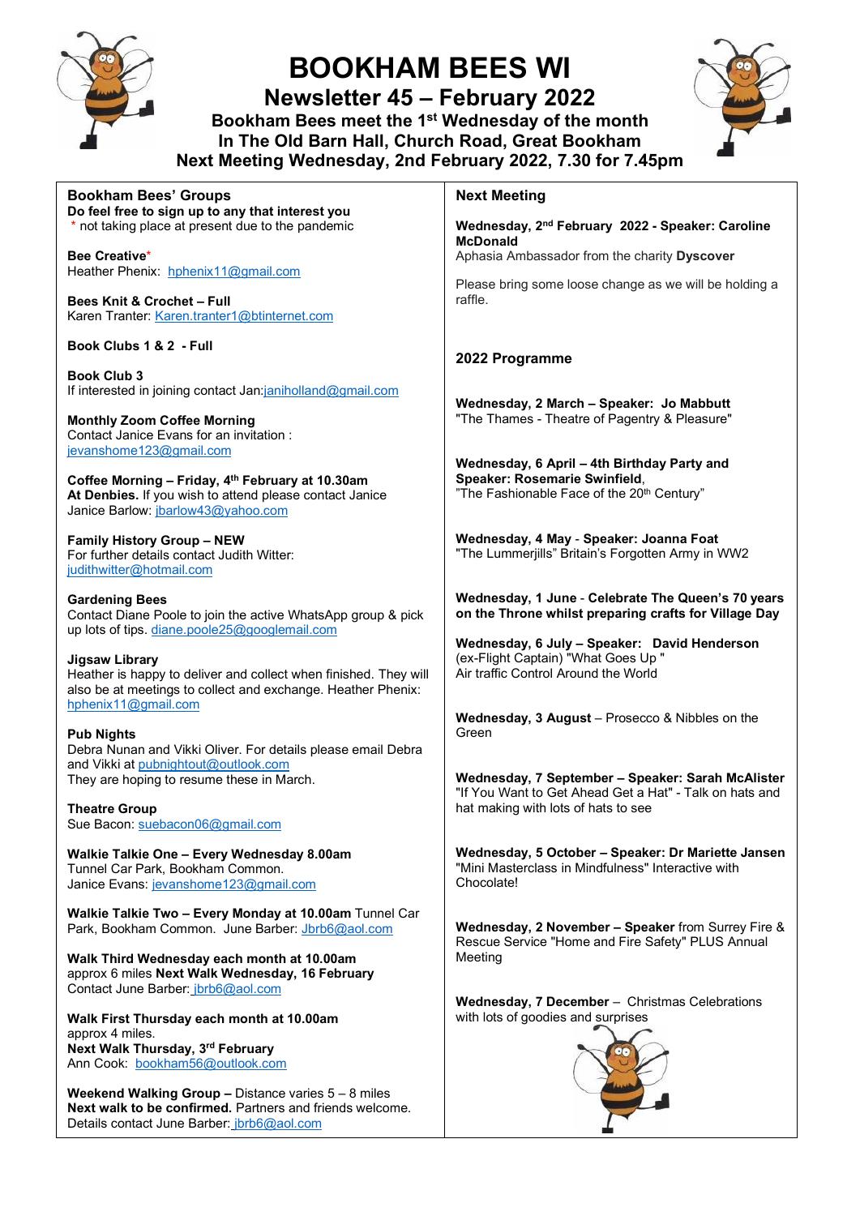# BOOKHAM BEES WI

## Newsletter 45 – February 2022

**Bookham Bees meet the 1st Wednesday of the month**
**In The Old Barn Hall, Church Road, Great Bookham**
**Next Meeting Wednesday, 2nd February 2022, 7.30 for 7.45pm**

### Bookham Bees' Groups

**Do feel free to sign up to any that interest you**
\* not taking place at present due to the pandemic

**Bee Creative***
Heather Phenix: hphenix11@gmail.com

**Bees Knit & Crochet – Full**
Karen Tranter: Karen.tranter1@btinternet.com

**Book Clubs 1 & 2 - Full**

**Book Club 3**
If interested in joining contact Jan:janiholland@gmail.com

**Monthly Zoom Coffee Morning**
Contact Janice Evans for an invitation :
jevanshome123@gmail.com

**Coffee Morning – Friday, 4th February at 10.30am**
**At Denbies.** If you wish to attend please contact Janice
Janice Barlow: jbarlow43@yahoo.com

**Family History Group – NEW**
For further details contact Judith Witter:
judithwitter@hotmail.com

**Gardening Bees**
Contact Diane Poole to join the active WhatsApp group & pick up lots of tips. diane.poole25@googlemail.com

**Jigsaw Library**
Heather is happy to deliver and collect when finished. They will also be at meetings to collect and exchange. Heather Phenix: hphenix11@gmail.com

**Pub Nights**
Debra Nunan and Vikki Oliver. For details please email Debra and Vikki at pubnightout@outlook.com
They are hoping to resume these in March.

**Theatre Group**
Sue Bacon: suebacon06@gmail.com

**Walkie Talkie One – Every Wednesday 8.00am**
Tunnel Car Park, Bookham Common.
Janice Evans: jevanshome123@gmail.com

**Walkie Talkie Two – Every Monday at 10.00am** Tunnel Car Park, Bookham Common. June Barber: Jbrb6@aol.com

**Walk Third Wednesday each month at 10.00am**
approx 6 miles **Next Walk Wednesday, 16 February**
Contact June Barber: jbrb6@aol.com

**Walk First Thursday each month at 10.00am**
approx 4 miles.
**Next Walk Thursday, 3rd February**
Ann Cook: bookham56@outlook.com

**Weekend Walking Group –** Distance varies 5 – 8 miles
**Next walk to be confirmed.** Partners and friends welcome.
Details contact June Barber: jbrb6@aol.com

### Next Meeting

**Wednesday, 2nd February 2022 - Speaker: Caroline McDonald**
Aphasia Ambassador from the charity **Dyscover**

Please bring some loose change as we will be holding a raffle.

### 2022 Programme

**Wednesday, 2 March – Speaker: Jo Mabbutt**
"The Thames - Theatre of Pagentry & Pleasure"

**Wednesday, 6 April – 4th Birthday Party and Speaker: Rosemarie Swinfield**,
"The Fashionable Face of the 20th Century"

**Wednesday, 4 May** - **Speaker: Joanna Foat**
"The Lummerjills" Britain's Forgotten Army in WW2

**Wednesday, 1 June** - **Celebrate The Queen's 70 years on the Throne whilst preparing crafts for Village Day**

**Wednesday, 6 July – Speaker: David Henderson**
(ex-Flight Captain) "What Goes Up "
Air traffic Control Around the World

**Wednesday, 3 August** – Prosecco & Nibbles on the Green

**Wednesday, 7 September – Speaker: Sarah McAlister**
"If You Want to Get Ahead Get a Hat" - Talk on hats and hat making with lots of hats to see

**Wednesday, 5 October – Speaker: Dr Mariette Jansen**
"Mini Masterclass in Mindfulness" Interactive with Chocolate!

**Wednesday, 2 November – Speaker** from Surrey Fire & Rescue Service "Home and Fire Safety" PLUS Annual Meeting

**Wednesday, 7 December** – Christmas Celebrations with lots of goodies and surprises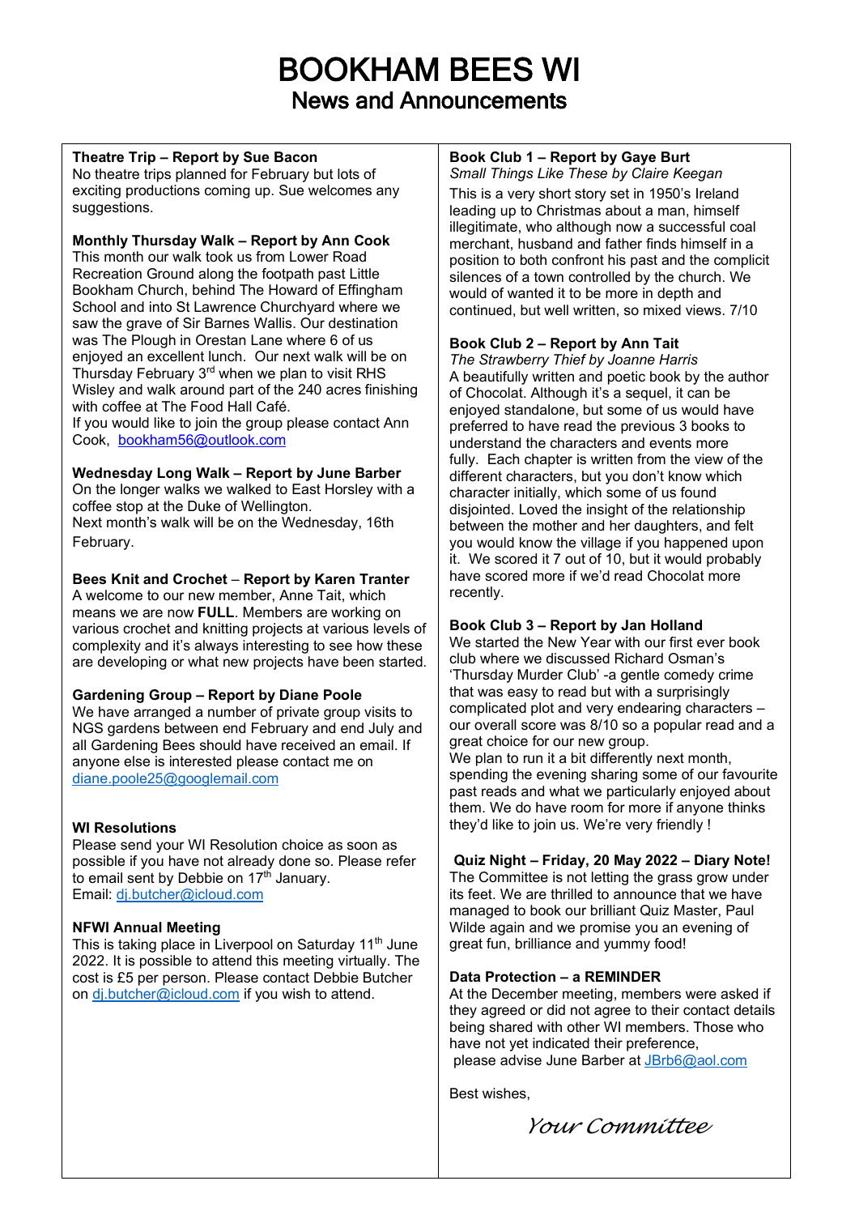# BOOKHAM BEES WI

## News and Announcements

**Theatre Trip – Report by Sue Bacon**
No theatre trips planned for February but lots of exciting productions coming up. Sue welcomes any suggestions.

**Monthly Thursday Walk – Report by Ann Cook**
This month our walk took us from Lower Road Recreation Ground along the footpath past Little Bookham Church, behind The Howard of Effingham School and into St Lawrence Churchyard where we saw the grave of Sir Barnes Wallis. Our destination was The Plough in Orestan Lane where 6 of us enjoyed an excellent lunch. Our next walk will be on Thursday February 3rd when we plan to visit RHS Wisley and walk around part of the 240 acres finishing with coffee at The Food Hall Café.
If you would like to join the group please contact Ann Cook, bookham56@outlook.com

**Wednesday Long Walk – Report by June Barber**
On the longer walks we walked to East Horsley with a coffee stop at the Duke of Wellington.
Next month's walk will be on the Wednesday, 16th February.

**Bees Knit and Crochet – Report by Karen Tranter**
A welcome to our new member, Anne Tait, which means we are now **FULL**. Members are working on various crochet and knitting projects at various levels of complexity and it's always interesting to see how these are developing or what new projects have been started.

**Gardening Group – Report by Diane Poole**
We have arranged a number of private group visits to NGS gardens between end February and end July and all Gardening Bees should have received an email. If anyone else is interested please contact me on diane.poole25@googlemail.com

**WI Resolutions**
Please send your WI Resolution choice as soon as possible if you have not already done so. Please refer to email sent by Debbie on 17th January.
Email: dj.butcher@icloud.com

**NFWI Annual Meeting**
This is taking place in Liverpool on Saturday 11th June 2022. It is possible to attend this meeting virtually. The cost is £5 per person. Please contact Debbie Butcher on dj.butcher@icloud.com if you wish to attend.

**Book Club 1 – Report by Gaye Burt**
*Small Things Like These by Claire Keegan*
This is a very short story set in 1950's Ireland leading up to Christmas about a man, himself illegitimate, who although now a successful coal merchant, husband and father finds himself in a position to both confront his past and the complicit silences of a town controlled by the church. We would of wanted it to be more in depth and continued, but well written, so mixed views. 7/10

**Book Club 2 – Report by Ann Tait**
*The Strawberry Thief by Joanne Harris*
A beautifully written and poetic book by the author of Chocolat. Although it's a sequel, it can be enjoyed standalone, but some of us would have preferred to have read the previous 3 books to understand the characters and events more fully. Each chapter is written from the view of the different characters, but you don't know which character initially, which some of us found disjointed. Loved the insight of the relationship between the mother and her daughters, and felt you would know the village if you happened upon it. We scored it 7 out of 10, but it would probably have scored more if we'd read Chocolat more recently.

**Book Club 3 – Report by Jan Holland**
We started the New Year with our first ever book club where we discussed Richard Osman's 'Thursday Murder Club' -a gentle comedy crime that was easy to read but with a surprisingly complicated plot and very endearing characters – our overall score was 8/10 so a popular read and a great choice for our new group.
We plan to run it a bit differently next month, spending the evening sharing some of our favourite past reads and what we particularly enjoyed about them. We do have room for more if anyone thinks they'd like to join us. We're very friendly !

**Quiz Night – Friday, 20 May 2022 – Diary Note!**
The Committee is not letting the grass grow under its feet. We are thrilled to announce that we have managed to book our brilliant Quiz Master, Paul Wilde again and we promise you an evening of great fun, brilliance and yummy food!

**Data Protection – a REMINDER**
At the December meeting, members were asked if they agreed or did not agree to their contact details being shared with other WI members. Those who have not yet indicated their preference, please advise June Barber at JBrb6@aol.com

Best wishes,

*Your Committee*